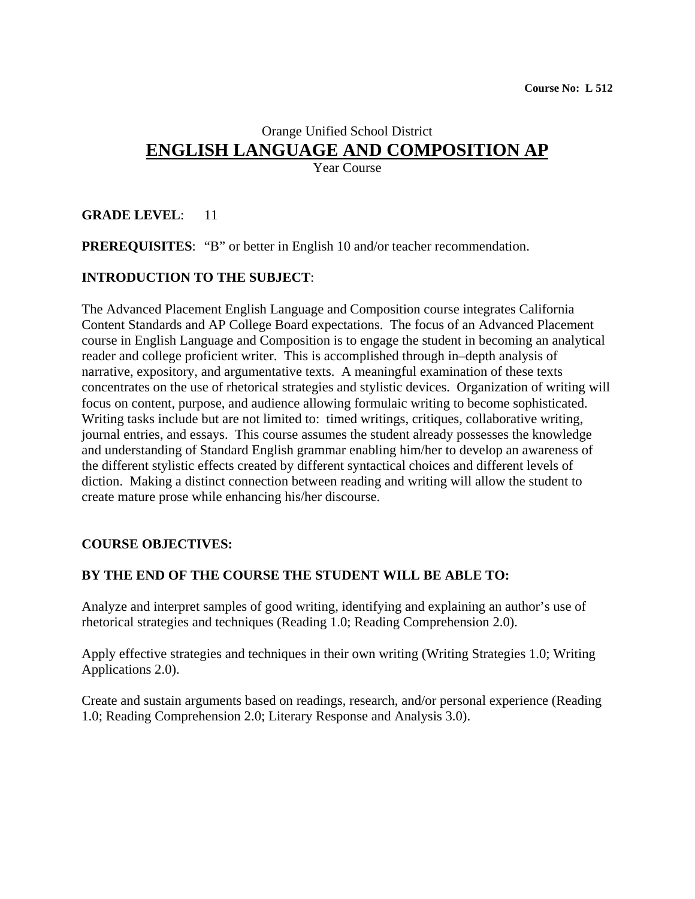**Course No: L 512**

Orange Unified School District

# ENGLISH LANGUAGE AND COMPOSITION AP

Year Course

**GRADE LEVEL**: 11

**PREREQUISITES**: "B" or better in English 10 and/or teacher recommendation.

**INTRODUCTION TO THE SUBJECT**:

The Advanced Placement English Language and Composition course integrates California Content Standards and AP College Board expectations. The focus of an Advanced Placement course in English Language and Composition is to engage the student in becoming an analytical reader and college proficient writer. This is accomplished through in–depth analysis of narrative, expository, and argumentative texts. A meaningful examination of these texts concentrates on the use of rhetorical strategies and stylistic devices. Organization of writing will focus on content, purpose, and audience allowing formulaic writing to become sophisticated. Writing tasks include but are not limited to: timed writings, critiques, collaborative writing, journal entries, and essays. This course assumes the student already possesses the knowledge and understanding of Standard English grammar enabling him/her to develop an awareness of the different stylistic effects created by different syntactical choices and different levels of diction. Making a distinct connection between reading and writing will allow the student to create mature prose while enhancing his/her discourse.

**COURSE OBJECTIVES:**

**BY THE END OF THE COURSE THE STUDENT WILL BE ABLE TO:**

Analyze and interpret samples of good writing, identifying and explaining an author's use of rhetorical strategies and techniques (Reading 1.0; Reading Comprehension 2.0).

Apply effective strategies and techniques in their own writing (Writing Strategies 1.0; Writing Applications 2.0).

Create and sustain arguments based on readings, research, and/or personal experience (Reading 1.0; Reading Comprehension 2.0; Literary Response and Analysis 3.0).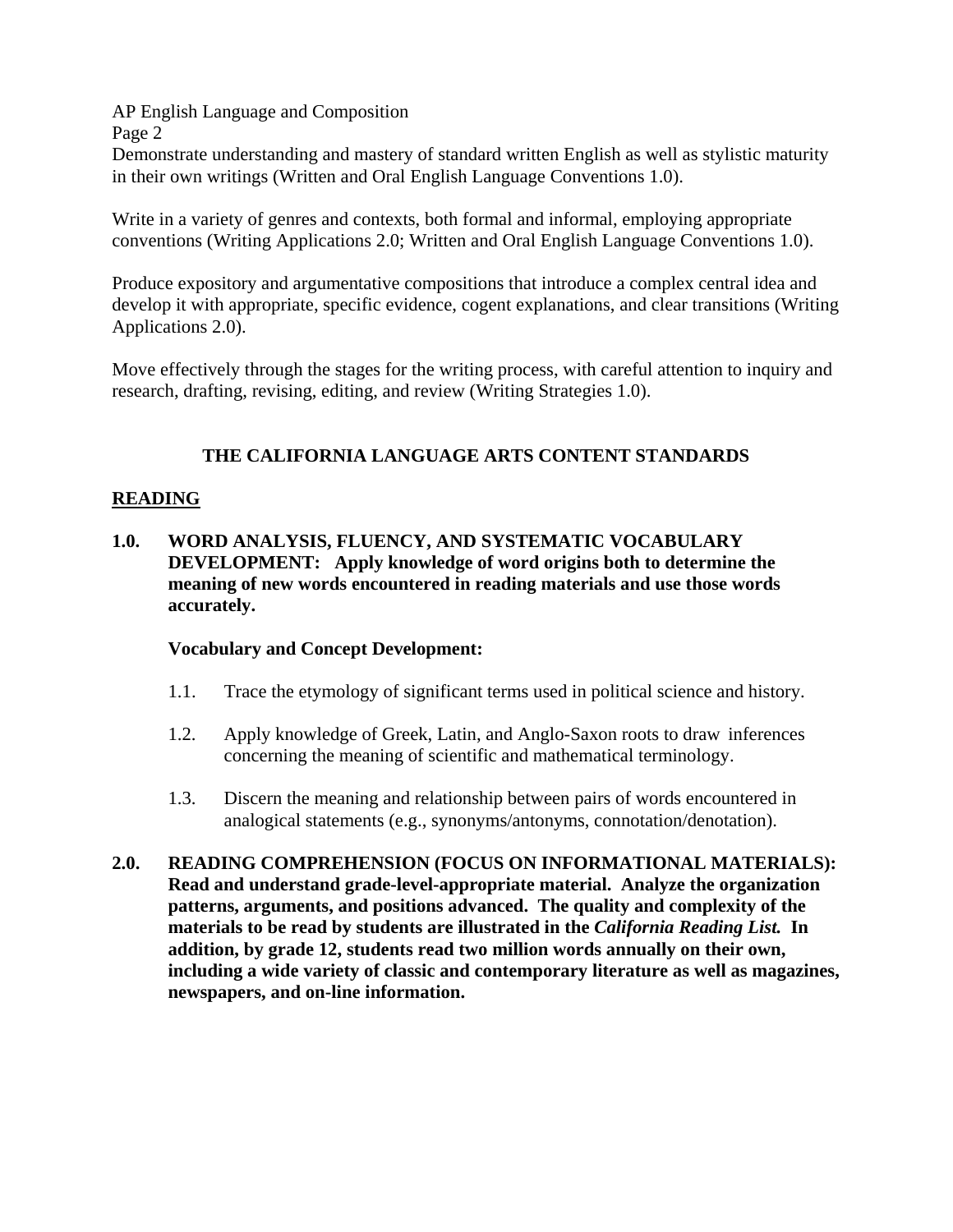Demonstrate understanding and mastery of standard written English as well as stylistic maturity in their own writings (Written and Oral English Language Conventions 1.0).

Write in a variety of genres and contexts, both formal and informal, employing appropriate conventions (Writing Applications 2.0; Written and Oral English Language Conventions 1.0).

Produce expository and argumentative compositions that introduce a complex central idea and develop it with appropriate, specific evidence, cogent explanations, and clear transitions (Writing Applications 2.0).

Move effectively through the stages for the writing process, with careful attention to inquiry and research, drafting, revising, editing, and review (Writing Strategies 1.0).

## THE CALIFORNIA LANGUAGE ARTS CONTENT STANDARDS

### READING

**1.0. WORD ANALYSIS, FLUENCY, AND SYSTEMATIC VOCABULARY DEVELOPMENT: Apply knowledge of word origins both to determine the meaning of new words encountered in reading materials and use those words accurately.**

**Vocabulary and Concept Development:**

1.1. Trace the etymology of significant terms used in political science and history.

1.2. Apply knowledge of Greek, Latin, and Anglo-Saxon roots to draw inferences concerning the meaning of scientific and mathematical terminology.

1.3. Discern the meaning and relationship between pairs of words encountered in analogical statements (e.g., synonyms/antonyms, connotation/denotation).

**2.0. READING COMPREHENSION (FOCUS ON INFORMATIONAL MATERIALS): Read and understand grade-level-appropriate material. Analyze the organization patterns, arguments, and positions advanced. The quality and complexity of the materials to be read by students are illustrated in the *California Reading List.* In addition, by grade 12, students read two million words annually on their own, including a wide variety of classic and contemporary literature as well as magazines, newspapers, and on-line information.**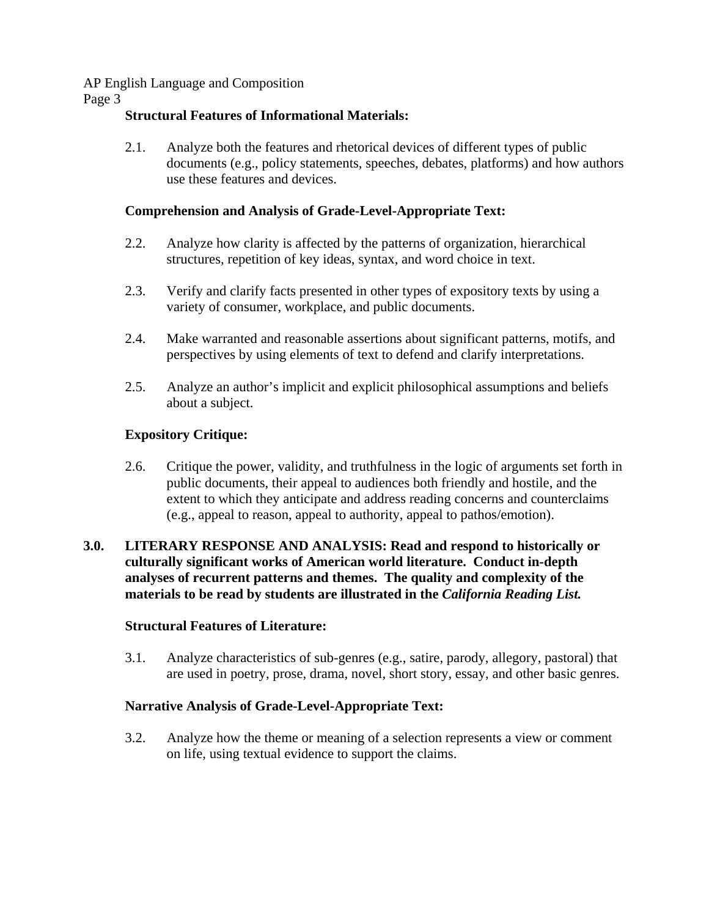**Structural Features of Informational Materials:**

2.1. Analyze both the features and rhetorical devices of different types of public documents (e.g., policy statements, speeches, debates, platforms) and how authors use these features and devices.

**Comprehension and Analysis of Grade-Level-Appropriate Text:**

2.2. Analyze how clarity is affected by the patterns of organization, hierarchical structures, repetition of key ideas, syntax, and word choice in text.

2.3. Verify and clarify facts presented in other types of expository texts by using a variety of consumer, workplace, and public documents.

2.4. Make warranted and reasonable assertions about significant patterns, motifs, and perspectives by using elements of text to defend and clarify interpretations.

2.5. Analyze an author's implicit and explicit philosophical assumptions and beliefs about a subject.

**Expository Critique:**

2.6. Critique the power, validity, and truthfulness in the logic of arguments set forth in public documents, their appeal to audiences both friendly and hostile, and the extent to which they anticipate and address reading concerns and counterclaims (e.g., appeal to reason, appeal to authority, appeal to pathos/emotion).

**3.0. LITERARY RESPONSE AND ANALYSIS: Read and respond to historically or culturally significant works of American world literature. Conduct in-depth analyses of recurrent patterns and themes. The quality and complexity of the materials to be read by students are illustrated in the *California Reading List.***

**Structural Features of Literature:**

3.1. Analyze characteristics of sub-genres (e.g., satire, parody, allegory, pastoral) that are used in poetry, prose, drama, novel, short story, essay, and other basic genres.

**Narrative Analysis of Grade-Level-Appropriate Text:**

3.2. Analyze how the theme or meaning of a selection represents a view or comment on life, using textual evidence to support the claims.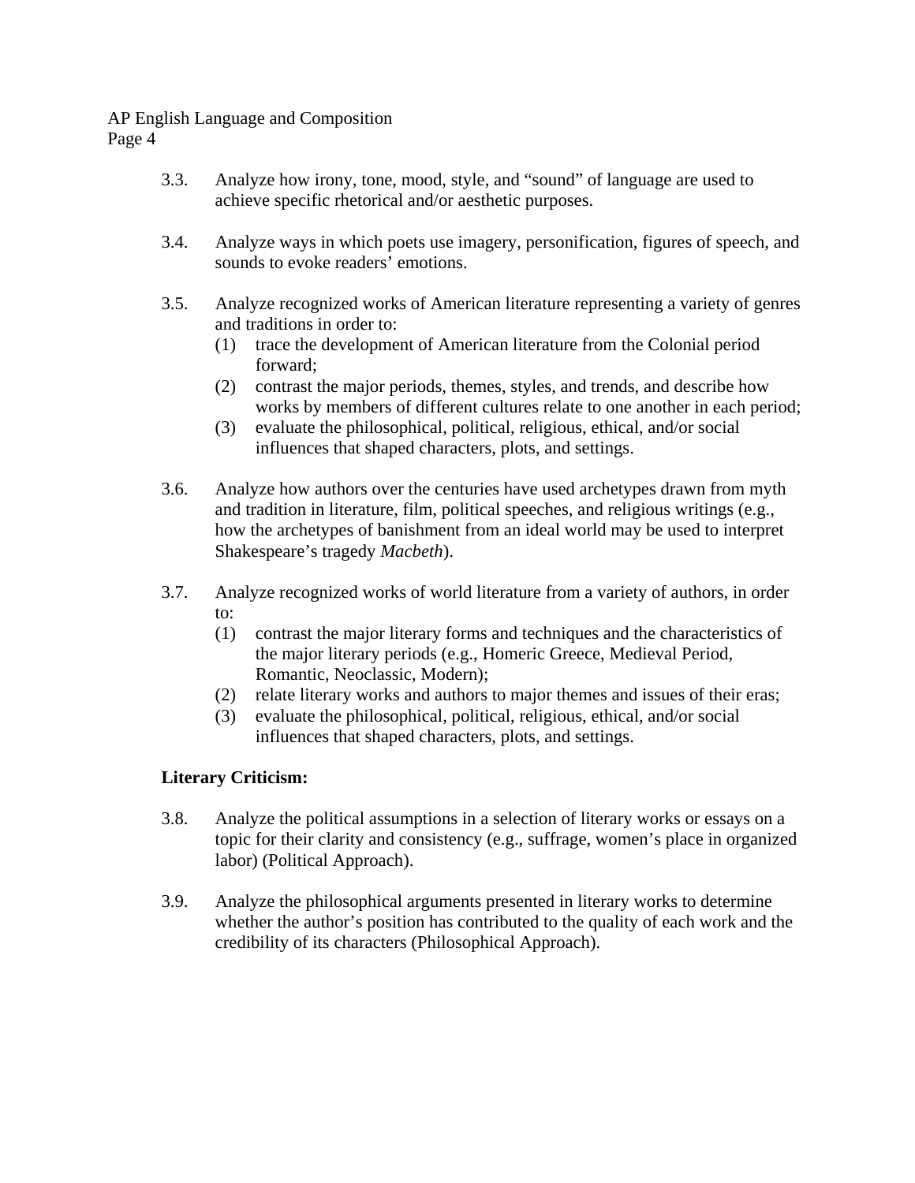3.3. Analyze how irony, tone, mood, style, and "sound" of language are used to achieve specific rhetorical and/or aesthetic purposes.

3.4. Analyze ways in which poets use imagery, personification, figures of speech, and sounds to evoke readers' emotions.

3.5. Analyze recognized works of American literature representing a variety of genres and traditions in order to:
   (1) trace the development of American literature from the Colonial period forward;
   (2) contrast the major periods, themes, styles, and trends, and describe how works by members of different cultures relate to one another in each period;
   (3) evaluate the philosophical, political, religious, ethical, and/or social influences that shaped characters, plots, and settings.

3.6. Analyze how authors over the centuries have used archetypes drawn from myth and tradition in literature, film, political speeches, and religious writings (e.g., how the archetypes of banishment from an ideal world may be used to interpret Shakespeare's tragedy *Macbeth*).

3.7. Analyze recognized works of world literature from a variety of authors, in order to:
   (1) contrast the major literary forms and techniques and the characteristics of the major literary periods (e.g., Homeric Greece, Medieval Period, Romantic, Neoclassic, Modern);
   (2) relate literary works and authors to major themes and issues of their eras;
   (3) evaluate the philosophical, political, religious, ethical, and/or social influences that shaped characters, plots, and settings.

**Literary Criticism:**

3.8. Analyze the political assumptions in a selection of literary works or essays on a topic for their clarity and consistency (e.g., suffrage, women's place in organized labor) (Political Approach).

3.9. Analyze the philosophical arguments presented in literary works to determine whether the author's position has contributed to the quality of each work and the credibility of its characters (Philosophical Approach).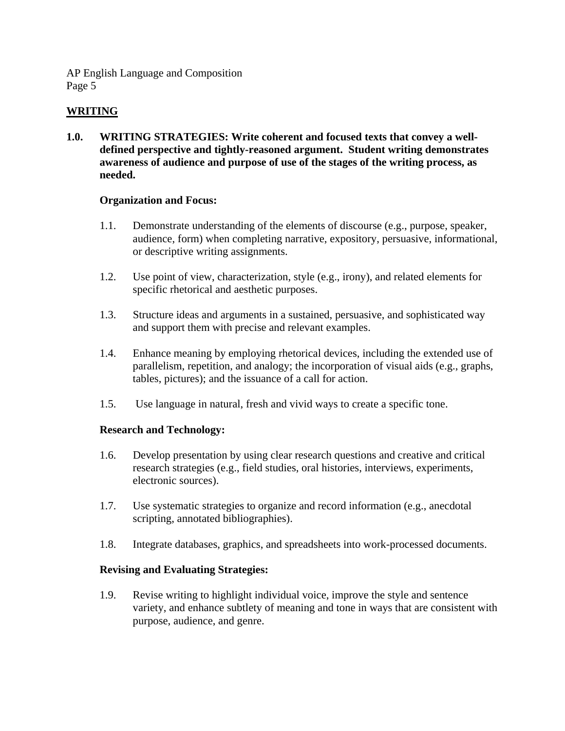## WRITING

**1.0. WRITING STRATEGIES: Write coherent and focused texts that convey a well-defined perspective and tightly-reasoned argument. Student writing demonstrates awareness of audience and purpose of use of the stages of the writing process, as needed.**

**Organization and Focus:**

1.1. Demonstrate understanding of the elements of discourse (e.g., purpose, speaker, audience, form) when completing narrative, expository, persuasive, informational, or descriptive writing assignments.

1.2. Use point of view, characterization, style (e.g., irony), and related elements for specific rhetorical and aesthetic purposes.

1.3. Structure ideas and arguments in a sustained, persuasive, and sophisticated way and support them with precise and relevant examples.

1.4. Enhance meaning by employing rhetorical devices, including the extended use of parallelism, repetition, and analogy; the incorporation of visual aids (e.g., graphs, tables, pictures); and the issuance of a call for action.

1.5. Use language in natural, fresh and vivid ways to create a specific tone.

**Research and Technology:**

1.6. Develop presentation by using clear research questions and creative and critical research strategies (e.g., field studies, oral histories, interviews, experiments, electronic sources).

1.7. Use systematic strategies to organize and record information (e.g., anecdotal scripting, annotated bibliographies).

1.8. Integrate databases, graphics, and spreadsheets into work-processed documents.

**Revising and Evaluating Strategies:**

1.9. Revise writing to highlight individual voice, improve the style and sentence variety, and enhance subtlety of meaning and tone in ways that are consistent with purpose, audience, and genre.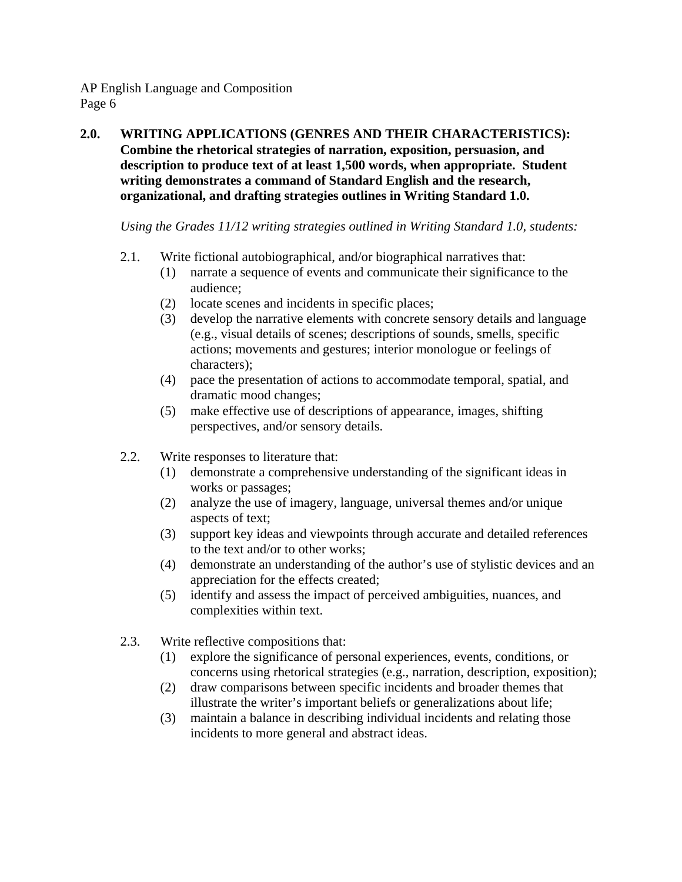**2.0. WRITING APPLICATIONS (GENRES AND THEIR CHARACTERISTICS): Combine the rhetorical strategies of narration, exposition, persuasion, and description to produce text of at least 1,500 words, when appropriate. Student writing demonstrates a command of Standard English and the research, organizational, and drafting strategies outlines in Writing Standard 1.0.**

*Using the Grades 11/12 writing strategies outlined in Writing Standard 1.0, students:*

2.1. Write fictional autobiographical, and/or biographical narratives that:

(1) narrate a sequence of events and communicate their significance to the audience;
(2) locate scenes and incidents in specific places;
(3) develop the narrative elements with concrete sensory details and language (e.g., visual details of scenes; descriptions of sounds, smells, specific actions; movements and gestures; interior monologue or feelings of characters);
(4) pace the presentation of actions to accommodate temporal, spatial, and dramatic mood changes;
(5) make effective use of descriptions of appearance, images, shifting perspectives, and/or sensory details.

2.2. Write responses to literature that:

(1) demonstrate a comprehensive understanding of the significant ideas in works or passages;
(2) analyze the use of imagery, language, universal themes and/or unique aspects of text;
(3) support key ideas and viewpoints through accurate and detailed references to the text and/or to other works;
(4) demonstrate an understanding of the author's use of stylistic devices and an appreciation for the effects created;
(5) identify and assess the impact of perceived ambiguities, nuances, and complexities within text.

2.3. Write reflective compositions that:

(1) explore the significance of personal experiences, events, conditions, or concerns using rhetorical strategies (e.g., narration, description, exposition);
(2) draw comparisons between specific incidents and broader themes that illustrate the writer's important beliefs or generalizations about life;
(3) maintain a balance in describing individual incidents and relating those incidents to more general and abstract ideas.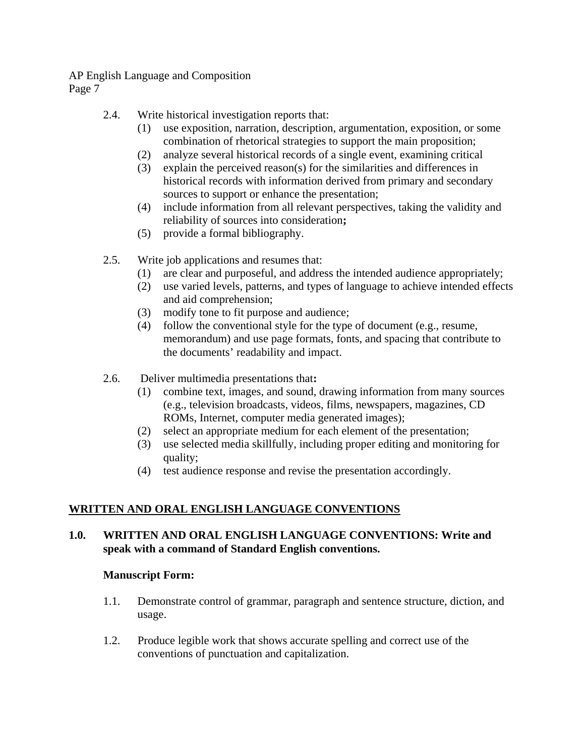2.4. Write historical investigation reports that:

- (1) use exposition, narration, description, argumentation, exposition, or some combination of rhetorical strategies to support the main proposition;
- (2) analyze several historical records of a single event, examining critical
- (3) explain the perceived reason(s) for the similarities and differences in historical records with information derived from primary and secondary sources to support or enhance the presentation;
- (4) include information from all relevant perspectives, taking the validity and reliability of sources into consideration**;**
- (5) provide a formal bibliography.

2.5. Write job applications and resumes that:

- (1) are clear and purposeful, and address the intended audience appropriately;
- (2) use varied levels, patterns, and types of language to achieve intended effects and aid comprehension;
- (3) modify tone to fit purpose and audience;
- (4) follow the conventional style for the type of document (e.g., resume, memorandum) and use page formats, fonts, and spacing that contribute to the documents' readability and impact.

2.6. Deliver multimedia presentations that**:**

- (1) combine text, images, and sound, drawing information from many sources (e.g., television broadcasts, videos, films, newspapers, magazines, CD ROMs, Internet, computer media generated images);
- (2) select an appropriate medium for each element of the presentation;
- (3) use selected media skillfully, including proper editing and monitoring for quality;
- (4) test audience response and revise the presentation accordingly.

## <u>WRITTEN AND ORAL ENGLISH LANGUAGE CONVENTIONS</u>

### 1.0. WRITTEN AND ORAL ENGLISH LANGUAGE CONVENTIONS: Write and speak with a command of Standard English conventions.

**Manuscript Form:**

1.1. Demonstrate control of grammar, paragraph and sentence structure, diction, and usage.

1.2. Produce legible work that shows accurate spelling and correct use of the conventions of punctuation and capitalization.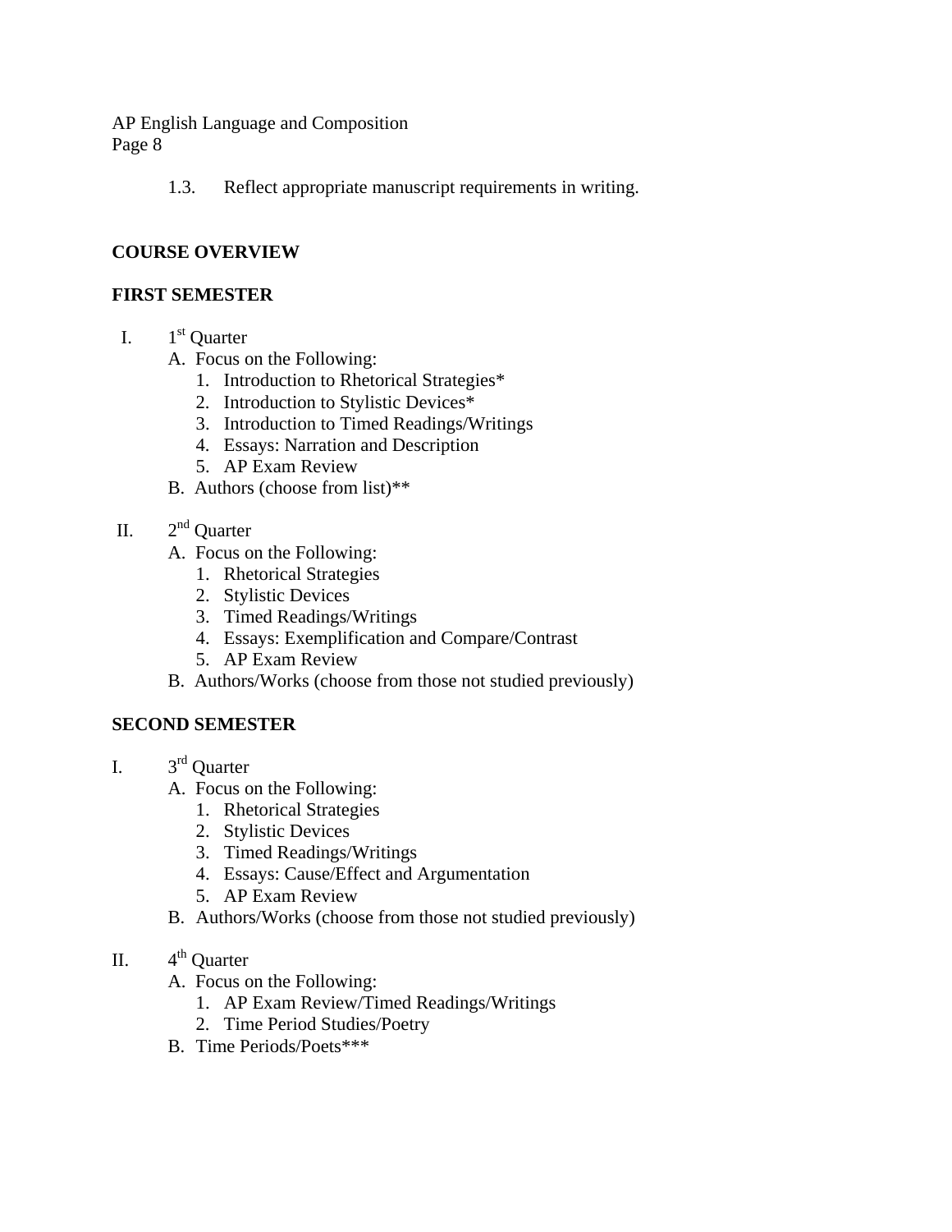1.3. Reflect appropriate manuscript requirements in writing.

**COURSE OVERVIEW**

**FIRST SEMESTER**

I. 1st Quarter
   A. Focus on the Following:
      1. Introduction to Rhetorical Strategies*
      2. Introduction to Stylistic Devices*
      3. Introduction to Timed Readings/Writings
      4. Essays: Narration and Description
      5. AP Exam Review
   B. Authors (choose from list)**

II. 2nd Quarter
   A. Focus on the Following:
      1. Rhetorical Strategies
      2. Stylistic Devices
      3. Timed Readings/Writings
      4. Essays: Exemplification and Compare/Contrast
      5. AP Exam Review
   B. Authors/Works (choose from those not studied previously)

**SECOND SEMESTER**

I. 3rd Quarter
   A. Focus on the Following:
      1. Rhetorical Strategies
      2. Stylistic Devices
      3. Timed Readings/Writings
      4. Essays: Cause/Effect and Argumentation
      5. AP Exam Review
   B. Authors/Works (choose from those not studied previously)

II. 4th Quarter
   A. Focus on the Following:
      1. AP Exam Review/Timed Readings/Writings
      2. Time Period Studies/Poetry
   B. Time Periods/Poets***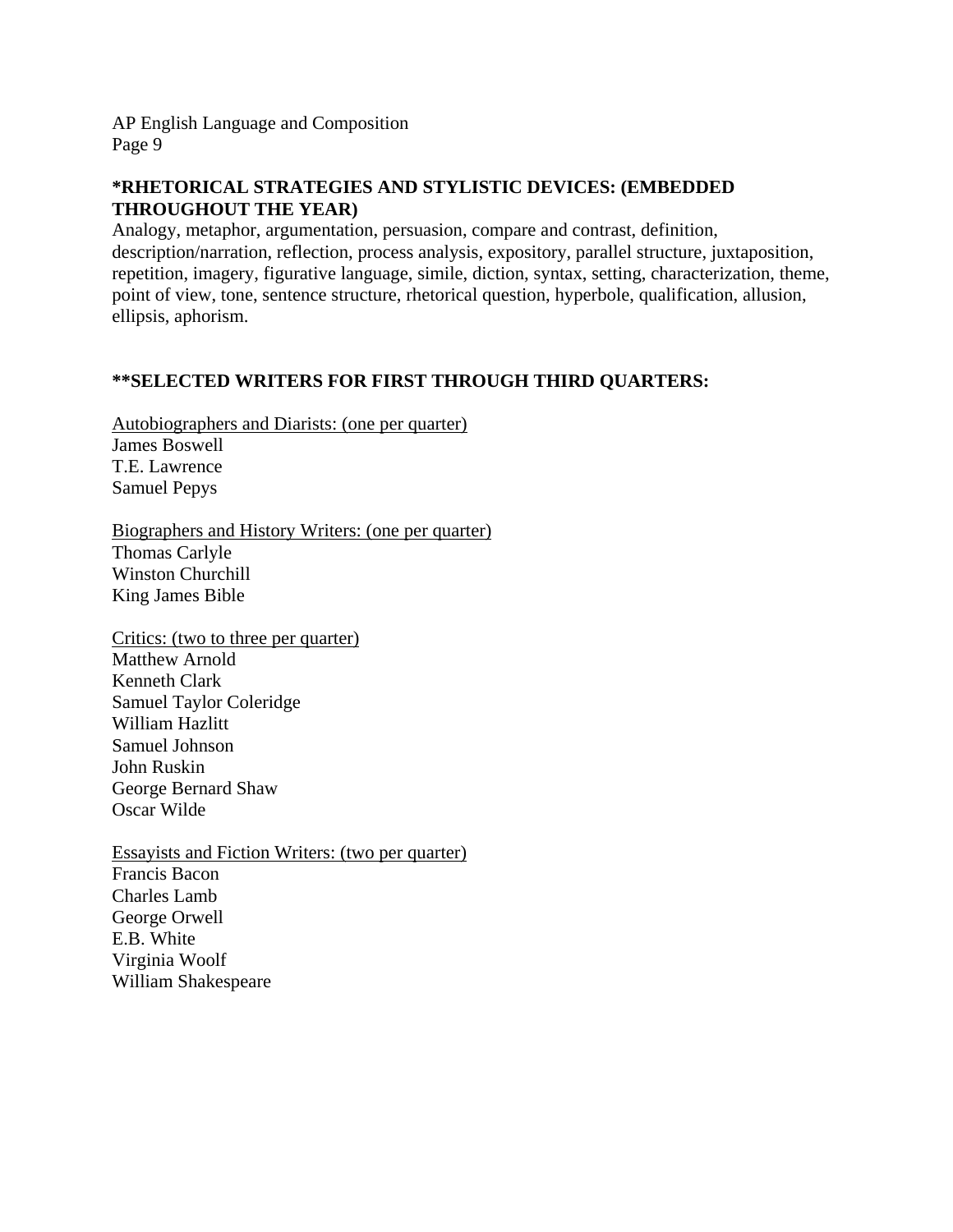**\*RHETORICAL STRATEGIES AND STYLISTIC DEVICES: (EMBEDDED THROUGHOUT THE YEAR)**

Analogy, metaphor, argumentation, persuasion, compare and contrast, definition, description/narration, reflection, process analysis, expository, parallel structure, juxtaposition, repetition, imagery, figurative language, simile, diction, syntax, setting, characterization, theme, point of view, tone, sentence structure, rhetorical question, hyperbole, qualification, allusion, ellipsis, aphorism.

**\*\*SELECTED WRITERS FOR FIRST THROUGH THIRD QUARTERS:**

<u>Autobiographers and Diarists: (one per quarter)</u>
James Boswell
T.E. Lawrence
Samuel Pepys

<u>Biographers and History Writers: (one per quarter)</u>
Thomas Carlyle
Winston Churchill
King James Bible

<u>Critics: (two to three per quarter)</u>
Matthew Arnold
Kenneth Clark
Samuel Taylor Coleridge
William Hazlitt
Samuel Johnson
John Ruskin
George Bernard Shaw
Oscar Wilde

<u>Essayists and Fiction Writers: (two per quarter)</u>
Francis Bacon
Charles Lamb
George Orwell
E.B. White
Virginia Woolf
William Shakespeare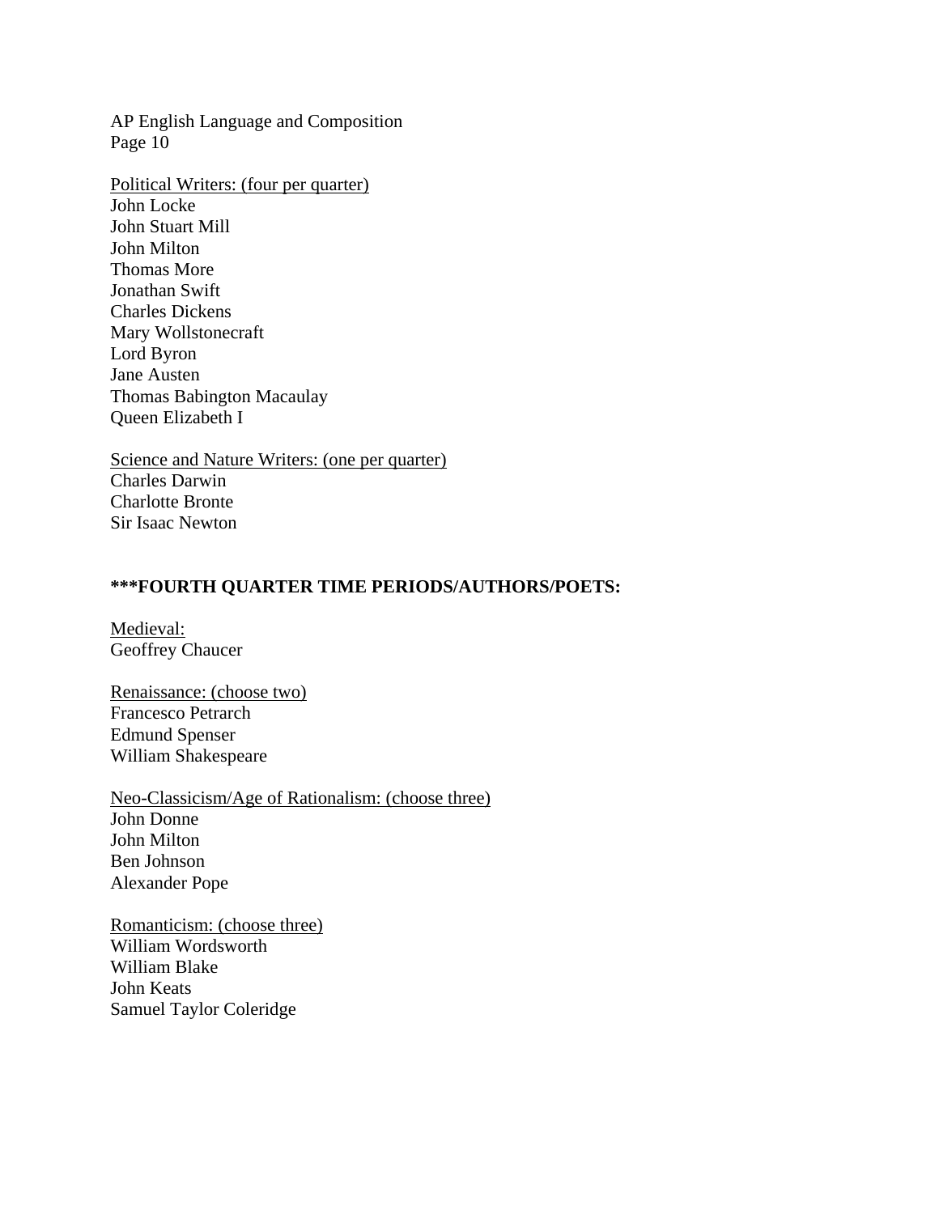Political Writers: (four per quarter)
John Locke
John Stuart Mill
John Milton
Thomas More
Jonathan Swift
Charles Dickens
Mary Wollstonecraft
Lord Byron
Jane Austen
Thomas Babington Macaulay
Queen Elizabeth I

Science and Nature Writers: (one per quarter)
Charles Darwin
Charlotte Bronte
Sir Isaac Newton

**\*\*\*FOURTH QUARTER TIME PERIODS/AUTHORS/POETS:**

Medieval:
Geoffrey Chaucer

Renaissance: (choose two)
Francesco Petrarch
Edmund Spenser
William Shakespeare

Neo-Classicism/Age of Rationalism: (choose three)
John Donne
John Milton
Ben Johnson
Alexander Pope

Romanticism: (choose three)
William Wordsworth
William Blake
John Keats
Samuel Taylor Coleridge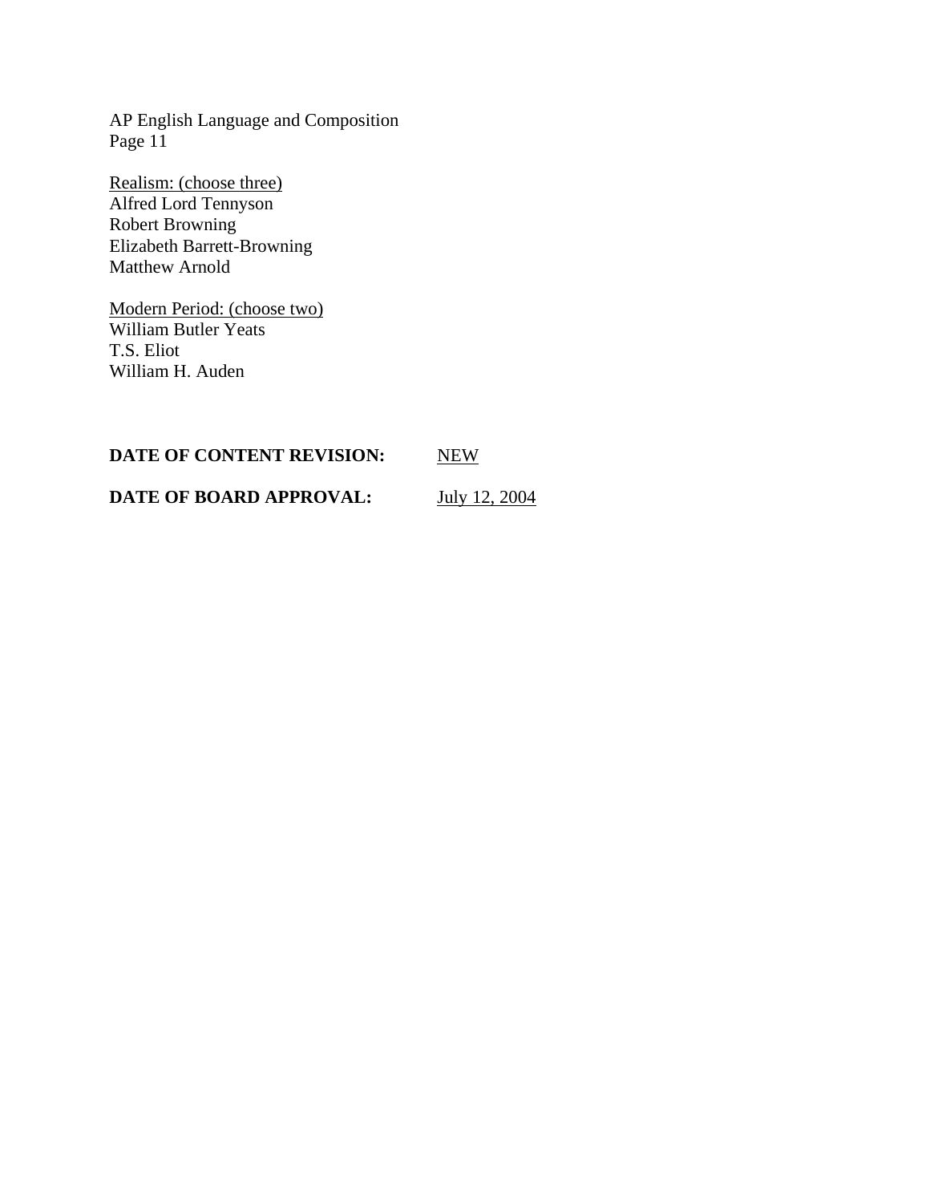Realism: (choose three)
Alfred Lord Tennyson
Robert Browning
Elizabeth Barrett-Browning
Matthew Arnold

Modern Period: (choose two)
William Butler Yeats
T.S. Eliot
William H. Auden

**DATE OF CONTENT REVISION:** NEW

**DATE OF BOARD APPROVAL:** July 12, 2004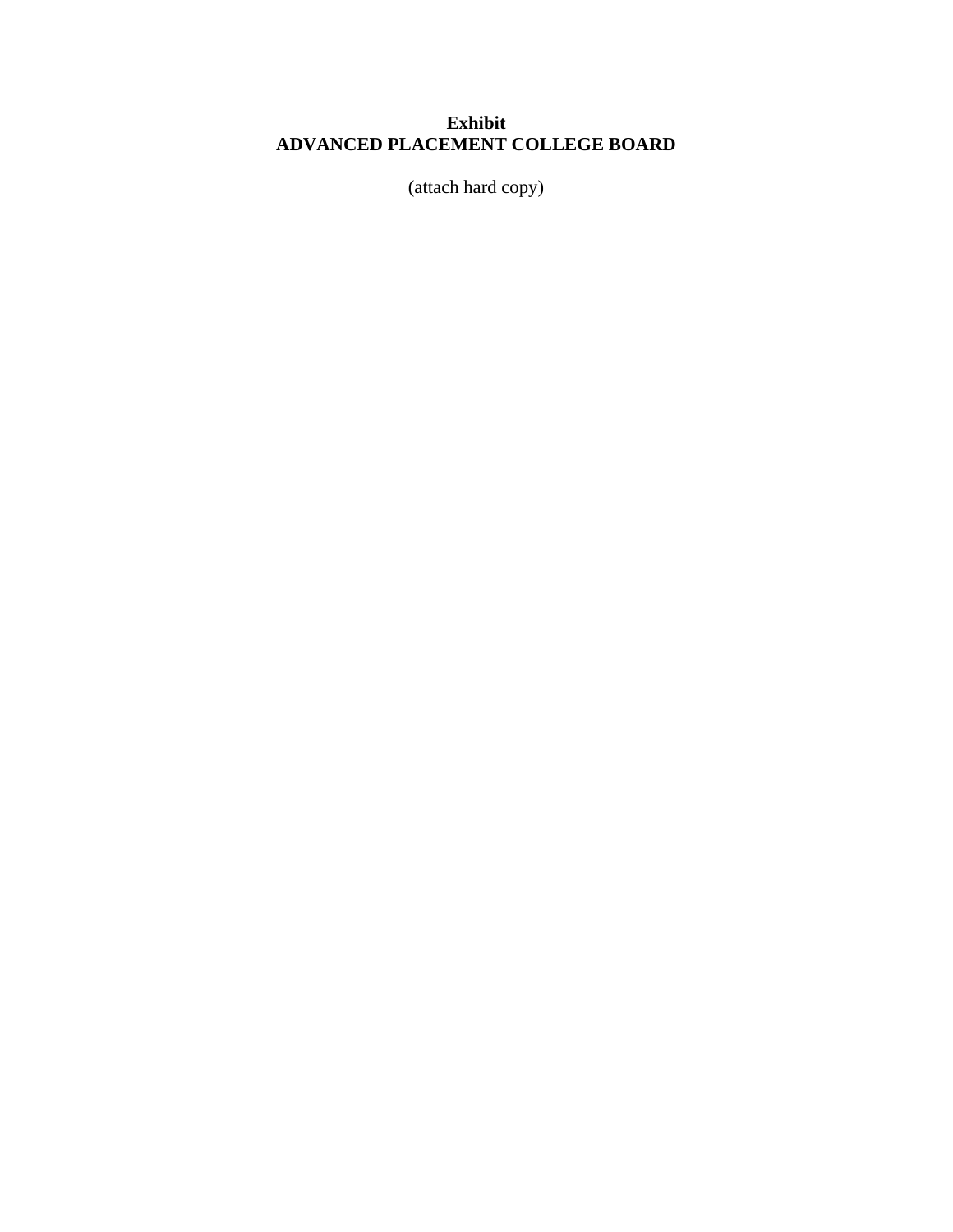**Exhibit**
**ADVANCED PLACEMENT COLLEGE BOARD**

(attach hard copy)